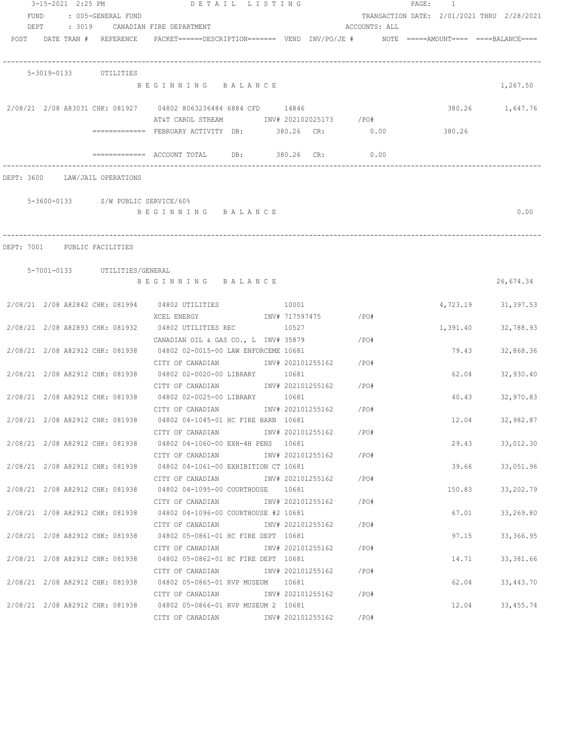3-15-2021 2:25 PM DETAIL LISTING

FUND : 005-GENERAL FUND — TRANSACTION DATE: 2/01/2021 THRU 2/28/2021

DEPT : 3019 CANADIAN FIRE DEPARTMENT — ACCOUNTS: ALL

| POST | DATE | TRAN # | REFERENCE | PACKET======DESCRIPTION======= | VEND | INV/PO/JE # | NOTE | =====AMOUNT==== | ====BALANCE==== |
|---|---|---|---|---|---|---|---|---|---|

**5-3019-0133 UTILITIES**

| POST | DATE | TRAN # | REFERENCE | DESCRIPTION | VEND | INV/PO/JE # | AMOUNT | BALANCE |
|---|---|---|---|---|---|---|---|---|
| | | | | BEGINNING BALANCE | | | | 1,267.50 |
| 2/08/21 | 2/08 | A83031 | CHK: 081927 | 04802 8063236484 6884 CFD / AT&T CAROL STREAM | 14846 | INV# 202102025173 /PO# | 380.26 | 1,647.76 |

============= FEBRUARY ACTIVITY DB: 380.26 CR: 0.00 380.26

============= ACCOUNT TOTAL DB: 380.26 CR: 0.00

DEPT: 3600 LAW/JAIL OPERATIONS

**5-3600-0133 S/W PUBLIC SERVICE/60%**

| POST | DATE | TRAN # | REFERENCE | DESCRIPTION | VEND | INV/PO/JE # | AMOUNT | BALANCE |
|---|---|---|---|---|---|---|---|---|
| | | | | BEGINNING BALANCE | | | | 0.00 |

DEPT: 7001 PUBLIC FACILITIES

**5-7001-0133 UTILITIES/GENERAL**

| POST | DATE | TRAN # | REFERENCE | DESCRIPTION | VEND | INV/PO/JE # | AMOUNT | BALANCE |
|---|---|---|---|---|---|---|---|---|
| | | | | BEGINNING BALANCE | | | | 26,674.34 |
| 2/08/21 | 2/08 | A82842 | CHK: 081994 | 04802 UTILITIES / XCEL ENERGY | 10001 | INV# 717597475 /PO# | 4,723.19 | 31,397.53 |
| 2/08/21 | 2/08 | A82893 | CHK: 081932 | 04802 UTILITIES REC / CANADIAN OIL & GAS CO., L | 10527 | INV# 35879 /PO# | 1,391.40 | 32,788.93 |
| 2/08/21 | 2/08 | A82912 | CHK: 081938 | 04802 02-0015-00 LAW ENFORCEME / CITY OF CANADIAN | 10681 | INV# 202101255162 /PO# | 79.43 | 32,868.36 |
| 2/08/21 | 2/08 | A82912 | CHK: 081938 | 04802 02-0020-00 LIBRARY / CITY OF CANADIAN | 10681 | INV# 202101255162 /PO# | 62.04 | 32,930.40 |
| 2/08/21 | 2/08 | A82912 | CHK: 081938 | 04802 02-0025-00 LIBRARY / CITY OF CANADIAN | 10681 | INV# 202101255162 /PO# | 40.43 | 32,970.83 |
| 2/08/21 | 2/08 | A82912 | CHK: 081938 | 04802 04-1045-01 HC FIRE BARN / CITY OF CANADIAN | 10681 | INV# 202101255162 /PO# | 12.04 | 32,982.87 |
| 2/08/21 | 2/08 | A82912 | CHK: 081938 | 04802 04-1060-00 EXH-4H PENS / CITY OF CANADIAN | 10681 | INV# 202101255162 /PO# | 29.43 | 33,012.30 |
| 2/08/21 | 2/08 | A82912 | CHK: 081938 | 04802 04-1061-00 EXHIBITION CT / CITY OF CANADIAN | 10681 | INV# 202101255162 /PO# | 39.66 | 33,051.96 |
| 2/08/21 | 2/08 | A82912 | CHK: 081938 | 04802 04-1095-00 COURTHOUSE / CITY OF CANADIAN | 10681 | INV# 202101255162 /PO# | 150.83 | 33,202.79 |
| 2/08/21 | 2/08 | A82912 | CHK: 081938 | 04802 04-1096-00 COURTHOUSE #2 / CITY OF CANADIAN | 10681 | INV# 202101255162 /PO# | 67.01 | 33,269.80 |
| 2/08/21 | 2/08 | A82912 | CHK: 081938 | 04802 05-0861-01 HC FIRE DEPT / CITY OF CANADIAN | 10681 | INV# 202101255162 /PO# | 97.15 | 33,366.95 |
| 2/08/21 | 2/08 | A82912 | CHK: 081938 | 04802 05-0862-01 HC FIRE DEPT / CITY OF CANADIAN | 10681 | INV# 202101255162 /PO# | 14.71 | 33,381.66 |
| 2/08/21 | 2/08 | A82912 | CHK: 081938 | 04802 05-0865-01 RVP MUSEUM / CITY OF CANADIAN | 10681 | INV# 202101255162 /PO# | 62.04 | 33,443.70 |
| 2/08/21 | 2/08 | A82912 | CHK: 081938 | 04802 05-0866-01 RVP MUSEUM 2 / CITY OF CANADIAN | 10681 | INV# 202101255162 /PO# | 12.04 | 33,455.74 |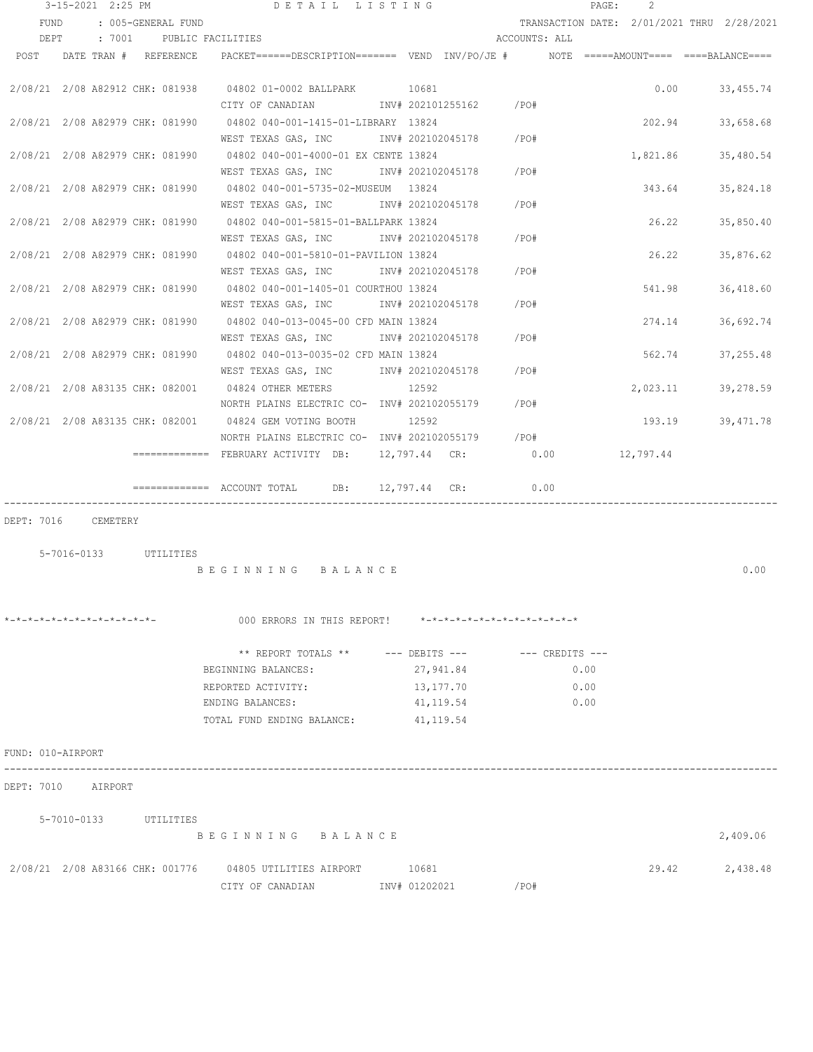3-15-2021 2:25 PM DETAIL LISTING

FUND : 005-GENERAL FUND TRANSACTION DATE: 2/01/2021 THRU 2/28/2021

DEPT : 7001 PUBLIC FACILITIES ACCOUNTS: ALL

| POST | DATE | TRAN # | REFERENCE | PACKET======DESCRIPTION======= | VEND | INV/PO/JE # | NOTE | =====AMOUNT==== | ====BALANCE==== |
|---|---|---|---|---|---|---|---|---|---|
| 2/08/21 | 2/08 | A82912 | CHK: 081938 | 04802 01-0002 BALLPARK | 10681 | | | 0.00 | 33,455.74 |
| | | | | CITY OF CANADIAN | | INV# 202101255162 | /PO# | | |
| 2/08/21 | 2/08 | A82979 | CHK: 081990 | 04802 040-001-1415-01-LIBRARY | 13824 | | | 202.94 | 33,658.68 |
| | | | | WEST TEXAS GAS, INC | | INV# 202102045178 | /PO# | | |
| 2/08/21 | 2/08 | A82979 | CHK: 081990 | 04802 040-001-4000-01 EX CENTE | 13824 | | | 1,821.86 | 35,480.54 |
| | | | | WEST TEXAS GAS, INC | | INV# 202102045178 | /PO# | | |
| 2/08/21 | 2/08 | A82979 | CHK: 081990 | 04802 040-001-5735-02-MUSEUM | 13824 | | | 343.64 | 35,824.18 |
| | | | | WEST TEXAS GAS, INC | | INV# 202102045178 | /PO# | | |
| 2/08/21 | 2/08 | A82979 | CHK: 081990 | 04802 040-001-5815-01-BALLPARK | 13824 | | | 26.22 | 35,850.40 |
| | | | | WEST TEXAS GAS, INC | | INV# 202102045178 | /PO# | | |
| 2/08/21 | 2/08 | A82979 | CHK: 081990 | 04802 040-001-5810-01-PAVILION | 13824 | | | 26.22 | 35,876.62 |
| | | | | WEST TEXAS GAS, INC | | INV# 202102045178 | /PO# | | |
| 2/08/21 | 2/08 | A82979 | CHK: 081990 | 04802 040-001-1405-01 COURTHOU | 13824 | | | 541.98 | 36,418.60 |
| | | | | WEST TEXAS GAS, INC | | INV# 202102045178 | /PO# | | |
| 2/08/21 | 2/08 | A82979 | CHK: 081990 | 04802 040-013-0045-00 CFD MAIN | 13824 | | | 274.14 | 36,692.74 |
| | | | | WEST TEXAS GAS, INC | | INV# 202102045178 | /PO# | | |
| 2/08/21 | 2/08 | A82979 | CHK: 081990 | 04802 040-013-0035-02 CFD MAIN | 13824 | | | 562.74 | 37,255.48 |
| | | | | WEST TEXAS GAS, INC | | INV# 202102045178 | /PO# | | |
| 2/08/21 | 2/08 | A83135 | CHK: 082001 | 04824 OTHER METERS | 12592 | | | 2,023.11 | 39,278.59 |
| | | | | NORTH PLAINS ELECTRIC CO- | | INV# 202102055179 | /PO# | | |
| 2/08/21 | 2/08 | A83135 | CHK: 082001 | 04824 GEM VOTING BOOTH | 12592 | | | 193.19 | 39,471.78 |
| | | | | NORTH PLAINS ELECTRIC CO- | | INV# 202102055179 | /PO# | | |

============= FEBRUARY ACTIVITY DB: 12,797.44 CR: 0.00 12,797.44

============= ACCOUNT TOTAL DB: 12,797.44 CR: 0.00

DEPT: 7016 CEMETERY

5-7016-0133 UTILITIES

B E G I N N I N G B A L A N C E 0.00

*-*-*-*-*-*-*-*-*-*-*-*-*- 000 ERRORS IN THIS REPORT! *-*-*-*-*-*-*-*-*-*-*-*-*-*

| ** REPORT TOTALS ** | --- DEBITS --- | --- CREDITS --- |
|---|---|---|
| BEGINNING BALANCES: | 27,941.84 | 0.00 |
| REPORTED ACTIVITY: | 13,177.70 | 0.00 |
| ENDING BALANCES: | 41,119.54 | 0.00 |
| TOTAL FUND ENDING BALANCE: | 41,119.54 | |

FUND: 010-AIRPORT

DEPT: 7010 AIRPORT

5-7010-0133 UTILITIES

B E G I N N I N G B A L A N C E 2,409.06

| POST | DATE | TRAN # | REFERENCE | PACKET======DESCRIPTION======= | VEND | INV/PO/JE # | NOTE | =====AMOUNT==== | ====BALANCE==== |
|---|---|---|---|---|---|---|---|---|---|
| 2/08/21 | 2/08 | A83166 | CHK: 001776 | 04805 UTILITIES AIRPORT | 10681 | | | 29.42 | 2,438.48 |
| | | | | CITY OF CANADIAN | | INV# 01202021 | /PO# | | |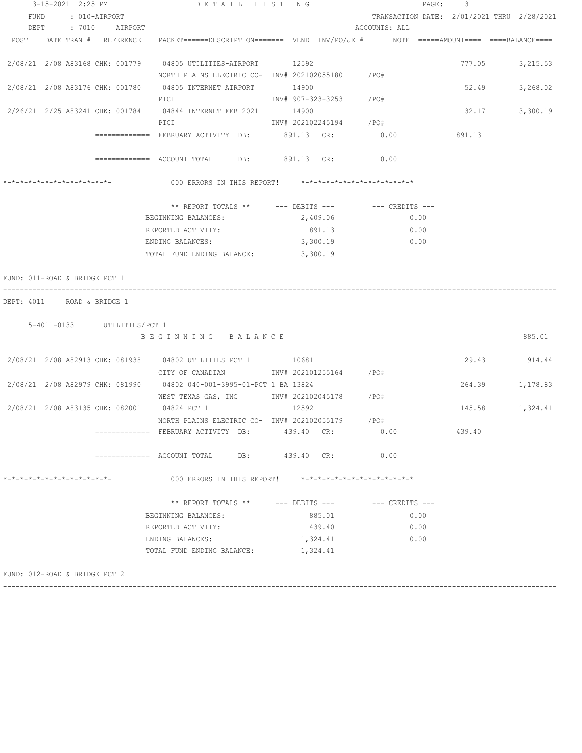3-15-2021 2:25 PM DETAIL LISTING

FUND : 010-AIRPORT TRANSACTION DATE: 2/01/2021 THRU 2/28/2021

DEPT : 7010 AIRPORT ACCOUNTS: ALL

| POST | DATE | TRAN # | REFERENCE | PACKET======DESCRIPTION======= | VEND | INV/PO/JE # | NOTE | =====AMOUNT==== | ====BALANCE==== |
|---|---|---|---|---|---|---|---|---|---|
| 2/08/21 | 2/08 | A83168 | CHK: 001779 | 04805 UTILITIES-AIRPORT | 12592 | | | 777.05 | 3,215.53 |
| | | | | NORTH PLAINS ELECTRIC CO- | | INV# 202102055180 | /PO# | | |
| 2/08/21 | 2/08 | A83176 | CHK: 001780 | 04805 INTERNET AIRPORT | 14900 | | | 52.49 | 3,268.02 |
| | | | | PTCI | | INV# 907-323-3253 | /PO# | | |
| 2/26/21 | 2/25 | A83241 | CHK: 001784 | 04844 INTERNET FEB 2021 | 14900 | | | 32.17 | 3,300.19 |
| | | | | PTCI | | INV# 202102245194 | /PO# | | |

============= FEBRUARY ACTIVITY DB: 891.13 CR: 0.00 891.13

============= ACCOUNT TOTAL DB: 891.13 CR: 0.00

*-*-*-*-*-*-*-*-*-*-*-*-*- 000 ERRORS IN THIS REPORT! *-*-*-*-*-*-*-*-*-*-*-*-*-*

| ** REPORT TOTALS ** | --- DEBITS --- | --- CREDITS --- |
|---|---|---|
| BEGINNING BALANCES: | 2,409.06 | 0.00 |
| REPORTED ACTIVITY: | 891.13 | 0.00 |
| ENDING BALANCES: | 3,300.19 | 0.00 |
| TOTAL FUND ENDING BALANCE: | 3,300.19 | |

FUND: 011-ROAD & BRIDGE PCT 1

DEPT: 4011 ROAD & BRIDGE 1

5-4011-0133 UTILITIES/PCT 1

BEGINNING BALANCE 885.01

| POST | DATE | TRAN # | REFERENCE | PACKET======DESCRIPTION======= | VEND | INV/PO/JE # | NOTE | =====AMOUNT==== | ====BALANCE==== |
|---|---|---|---|---|---|---|---|---|---|
| 2/08/21 | 2/08 | A82913 | CHK: 081938 | 04802 UTILITIES PCT 1 | 10681 | | | 29.43 | 914.44 |
| | | | | CITY OF CANADIAN | | INV# 202101255164 | /PO# | | |
| 2/08/21 | 2/08 | A82979 | CHK: 081990 | 04802 040-001-3995-01-PCT 1 BA | 13824 | | | 264.39 | 1,178.83 |
| | | | | WEST TEXAS GAS, INC | | INV# 202102045178 | /PO# | | |
| 2/08/21 | 2/08 | A83135 | CHK: 082001 | 04824 PCT 1 | 12592 | | | 145.58 | 1,324.41 |
| | | | | NORTH PLAINS ELECTRIC CO- | | INV# 202102055179 | /PO# | | |

============= FEBRUARY ACTIVITY DB: 439.40 CR: 0.00 439.40

============= ACCOUNT TOTAL DB: 439.40 CR: 0.00

*-*-*-*-*-*-*-*-*-*-*-*-*- 000 ERRORS IN THIS REPORT! *-*-*-*-*-*-*-*-*-*-*-*-*-*

| ** REPORT TOTALS ** | --- DEBITS --- | --- CREDITS --- |
|---|---|---|
| BEGINNING BALANCES: | 885.01 | 0.00 |
| REPORTED ACTIVITY: | 439.40 | 0.00 |
| ENDING BALANCES: | 1,324.41 | 0.00 |
| TOTAL FUND ENDING BALANCE: | 1,324.41 | |

FUND: 012-ROAD & BRIDGE PCT 2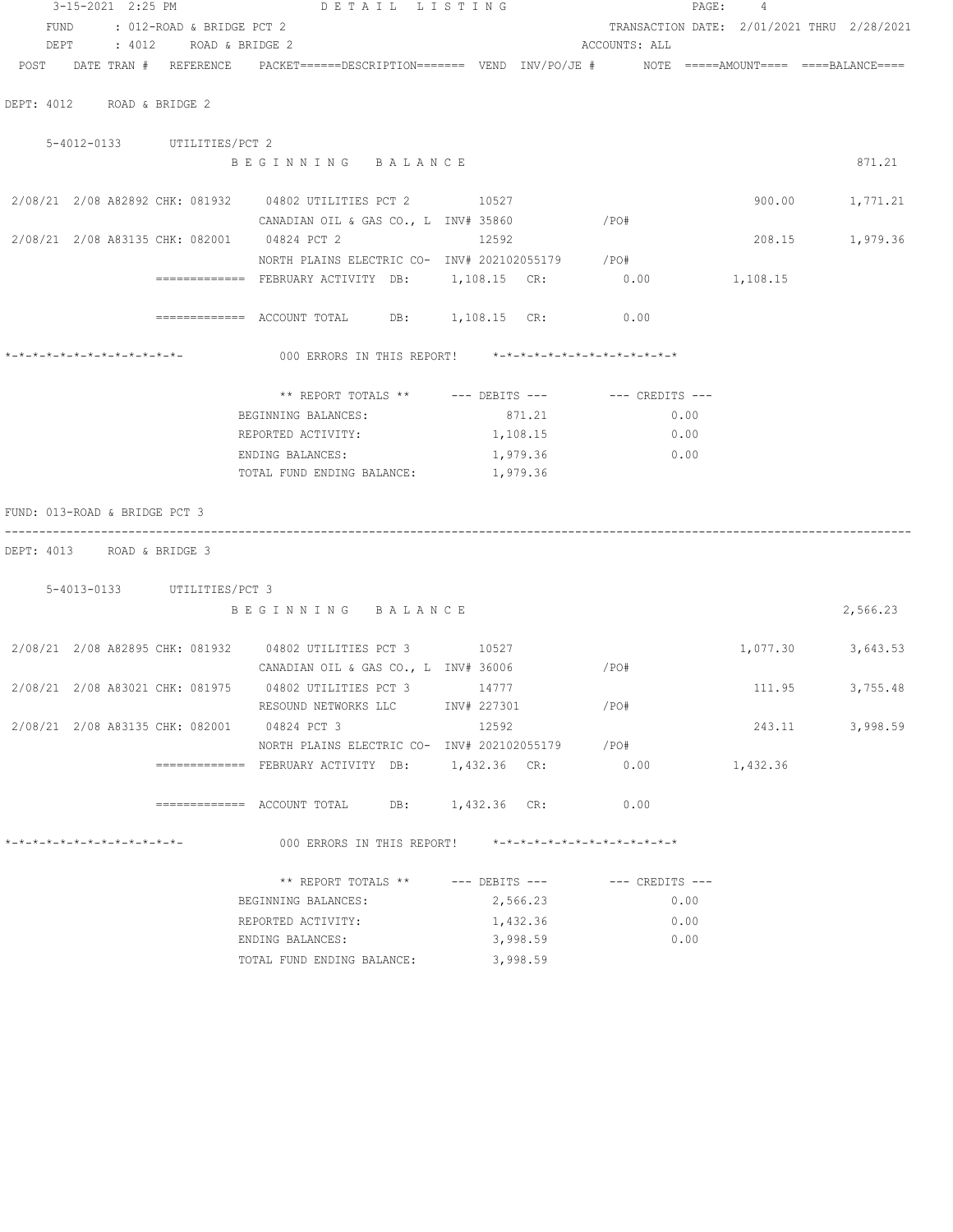3-15-2021 2:25 PM DETAIL LISTING

FUND : 012-ROAD & BRIDGE PCT 2 TRANSACTION DATE: 2/01/2021 THRU 2/28/2021
DEPT : 4012 ROAD & BRIDGE 2 ACCOUNTS: ALL

| POST | DATE | TRAN # | REFERENCE | PACKET======DESCRIPTION======= | VEND | INV/PO/JE # | NOTE | =====AMOUNT==== | ====BALANCE==== |
|---|---|---|---|---|---|---|---|---|---|

DEPT: 4012 ROAD & BRIDGE 2

5-4012-0133 UTILITIES/PCT 2

| POST | DATE | TRAN # | REFERENCE | DESCRIPTION | VEND | INV/PO/JE # | AMOUNT | BALANCE |
|---|---|---|---|---|---|---|---|---|
| | | | | BEGINNING BALANCE | | | | 871.21 |
| 2/08/21 | 2/08 | A82892 | CHK: 081932 | 04802 UTILITIES PCT 2<br>CANADIAN OIL & GAS CO., L | 10527 | INV# 35860 /PO# | 900.00 | 1,771.21 |
| 2/08/21 | 2/08 | A83135 | CHK: 082001 | 04824 PCT 2<br>NORTH PLAINS ELECTRIC CO- | 12592 | INV# 202102055179 /PO# | 208.15 | 1,979.36 |

============= FEBRUARY ACTIVITY DB: 1,108.15 CR: 0.00 1,108.15

============= ACCOUNT TOTAL DB: 1,108.15 CR: 0.00

*-*-*-*-*-*-*-*-*-*-*-*-*- 000 ERRORS IN THIS REPORT! *-*-*-*-*-*-*-*-*-*-*-*-*-*

| ** REPORT TOTALS ** | --- DEBITS --- | --- CREDITS --- |
|---|---|---|
| BEGINNING BALANCES: | 871.21 | 0.00 |
| REPORTED ACTIVITY: | 1,108.15 | 0.00 |
| ENDING BALANCES: | 1,979.36 | 0.00 |
| TOTAL FUND ENDING BALANCE: | 1,979.36 | |

FUND: 013-ROAD & BRIDGE PCT 3

DEPT: 4013 ROAD & BRIDGE 3

5-4013-0133 UTILITIES/PCT 3

| POST | DATE | TRAN # | REFERENCE | DESCRIPTION | VEND | INV/PO/JE # | AMOUNT | BALANCE |
|---|---|---|---|---|---|---|---|---|
| | | | | BEGINNING BALANCE | | | | 2,566.23 |
| 2/08/21 | 2/08 | A82895 | CHK: 081932 | 04802 UTILITIES PCT 3<br>CANADIAN OIL & GAS CO., L | 10527 | INV# 36006 /PO# | 1,077.30 | 3,643.53 |
| 2/08/21 | 2/08 | A83021 | CHK: 081975 | 04802 UTILITIES PCT 3<br>RESOUND NETWORKS LLC | 14777 | INV# 227301 /PO# | 111.95 | 3,755.48 |
| 2/08/21 | 2/08 | A83135 | CHK: 082001 | 04824 PCT 3<br>NORTH PLAINS ELECTRIC CO- | 12592 | INV# 202102055179 /PO# | 243.11 | 3,998.59 |

============= FEBRUARY ACTIVITY DB: 1,432.36 CR: 0.00 1,432.36

============= ACCOUNT TOTAL DB: 1,432.36 CR: 0.00

*-*-*-*-*-*-*-*-*-*-*-*-*- 000 ERRORS IN THIS REPORT! *-*-*-*-*-*-*-*-*-*-*-*-*-*

| ** REPORT TOTALS ** | --- DEBITS --- | --- CREDITS --- |
|---|---|---|
| BEGINNING BALANCES: | 2,566.23 | 0.00 |
| REPORTED ACTIVITY: | 1,432.36 | 0.00 |
| ENDING BALANCES: | 3,998.59 | 0.00 |
| TOTAL FUND ENDING BALANCE: | 3,998.59 | |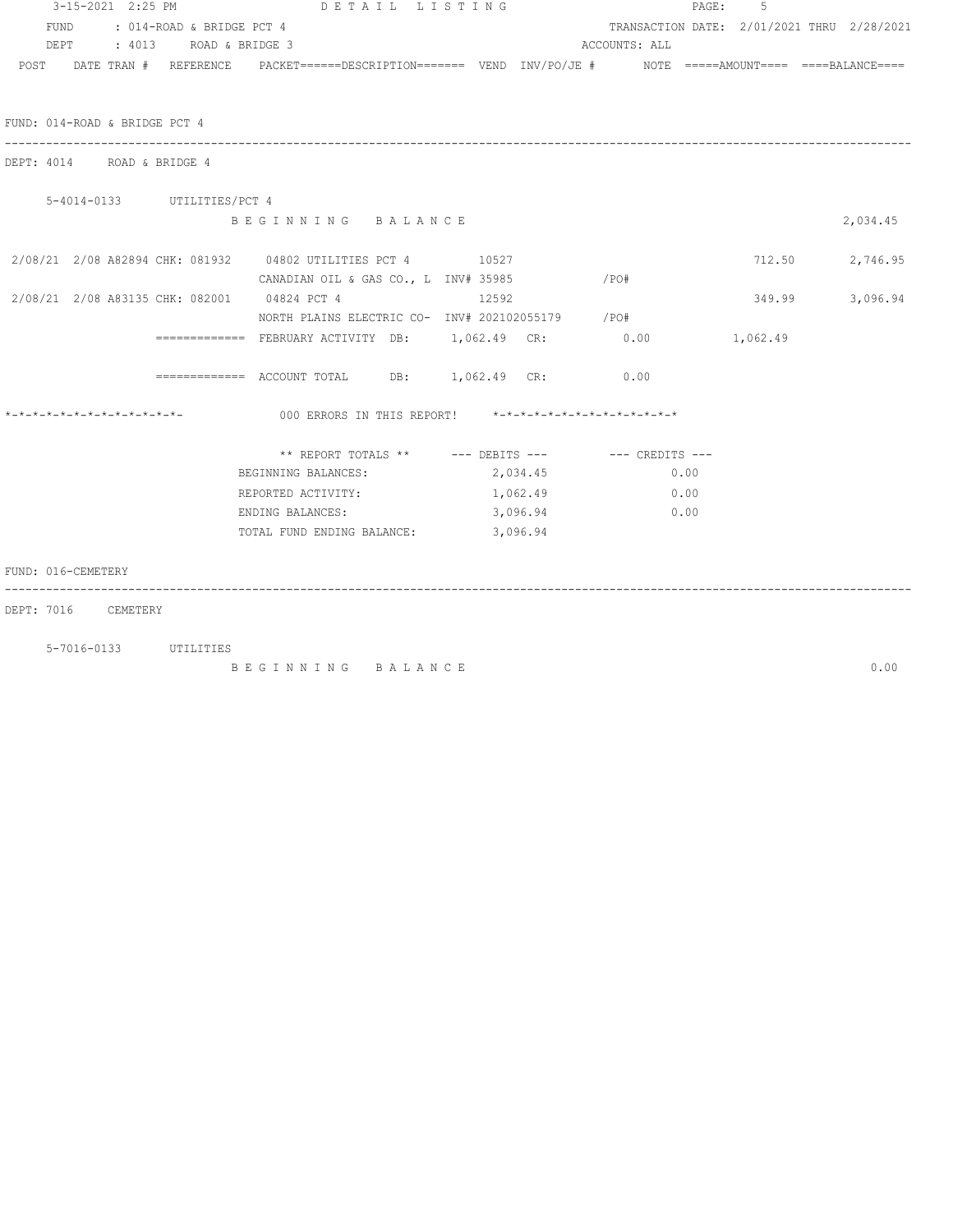FUND: 014-ROAD & BRIDGE PCT 4

DEPT: 4014 ROAD & BRIDGE 4

5-4014-0133 UTILITIES/PCT 4

B E G I N N I N G B A L A N C E 2,034.45

| POST | DATE | TRAN # | REFERENCE | PACKET======DESCRIPTION======= | VEND | INV/PO/JE # | NOTE | =====AMOUNT==== | ====BALANCE==== |
|---|---|---|---|---|---|---|---|---|---|
| 2/08/21 | 2/08 | A82894 | CHK: 081932 | 04802 UTILITIES PCT 4 | 10527 | | | 712.50 | 2,746.95 |
| | | | | CANADIAN OIL & GAS CO., L | | INV# 35985 /PO# | | | |
| 2/08/21 | 2/08 | A83135 | CHK: 082001 | 04824 PCT 4 | 12592 | | | 349.99 | 3,096.94 |
| | | | | NORTH PLAINS ELECTRIC CO- | | INV# 202102055179 /PO# | | | |

============= FEBRUARY ACTIVITY DB: 1,062.49 CR: 0.00 1,062.49

============= ACCOUNT TOTAL DB: 1,062.49 CR: 0.00

*-*-*-*-*-*-*-*-*-*-*-*-*- 000 ERRORS IN THIS REPORT! *-*-*-*-*-*-*-*-*-*-*-*-*-*

| ** REPORT TOTALS ** | --- DEBITS --- | --- CREDITS --- |
|---|---|---|
| BEGINNING BALANCES: | 2,034.45 | 0.00 |
| REPORTED ACTIVITY: | 1,062.49 | 0.00 |
| ENDING BALANCES: | 3,096.94 | 0.00 |
| TOTAL FUND ENDING BALANCE: | 3,096.94 | |

FUND: 016-CEMETERY

DEPT: 7016 CEMETERY

5-7016-0133 UTILITIES

B E G I N N I N G B A L A N C E 0.00